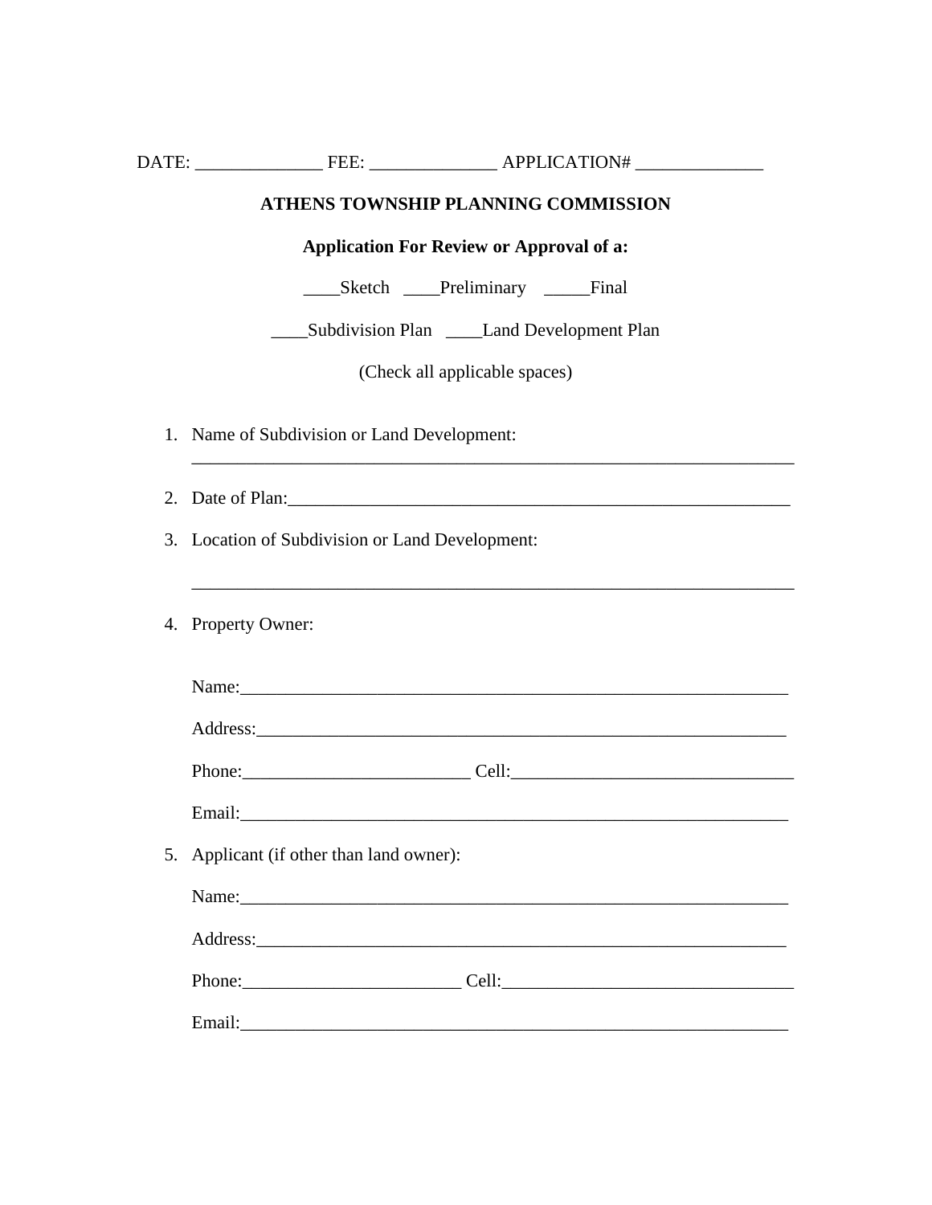DATE: ______________ FEE: ______________ APPLICATION# ______________

**ATHENS TOWNSHIP PLANNING COMMISSION**

**Application For Review or Approval of a:**

____Sketch ____Preliminary _____Final

____Subdivision Plan ____Land Development Plan

(Check all applicable spaces)

1. Name of Subdivision or Land Development: ______________________________________________________________________

2. Date of Plan:__________________________________________________________

3. Location of Subdivision or Land Development:

   ______________________________________________________________________

4. Property Owner:

   Name:______________________________________________________________

   Address:____________________________________________________________

   Phone:_________________________ Cell:_______________________________

   Email:______________________________________________________________

5. Applicant (if other than land owner):

   Name:______________________________________________________________

   Address:____________________________________________________________

   Phone:________________________ Cell:________________________________

   Email:______________________________________________________________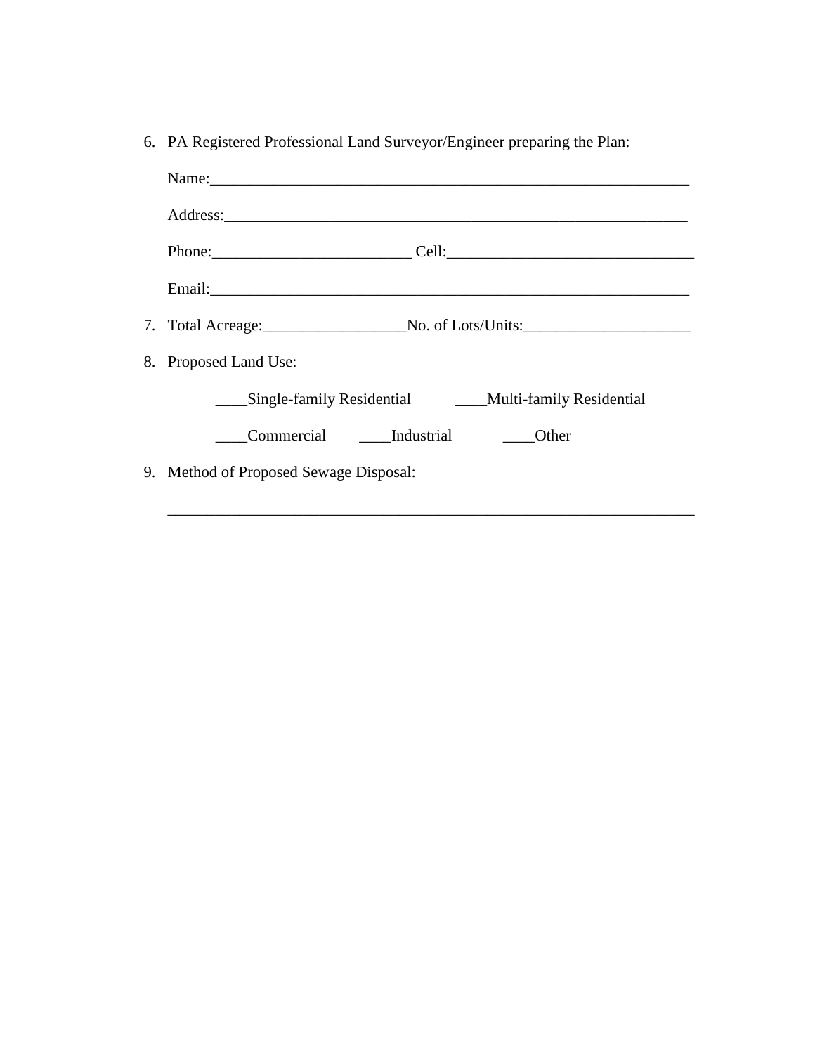6. PA Registered Professional Land Surveyor/Engineer preparing the Plan:

   Name:_______________________________________________________________

   Address:_____________________________________________________________

   Phone:_________________________ Cell:_______________________________

   Email:_______________________________________________________________

7. Total Acreage:__________________No. of Lots/Units:_____________________

8. Proposed Land Use:

   ____Single-family Residential     ____Multi-family Residential

   ____Commercial     ____Industrial     ____Other

9. Method of Proposed Sewage Disposal:

   _____________________________________________________________________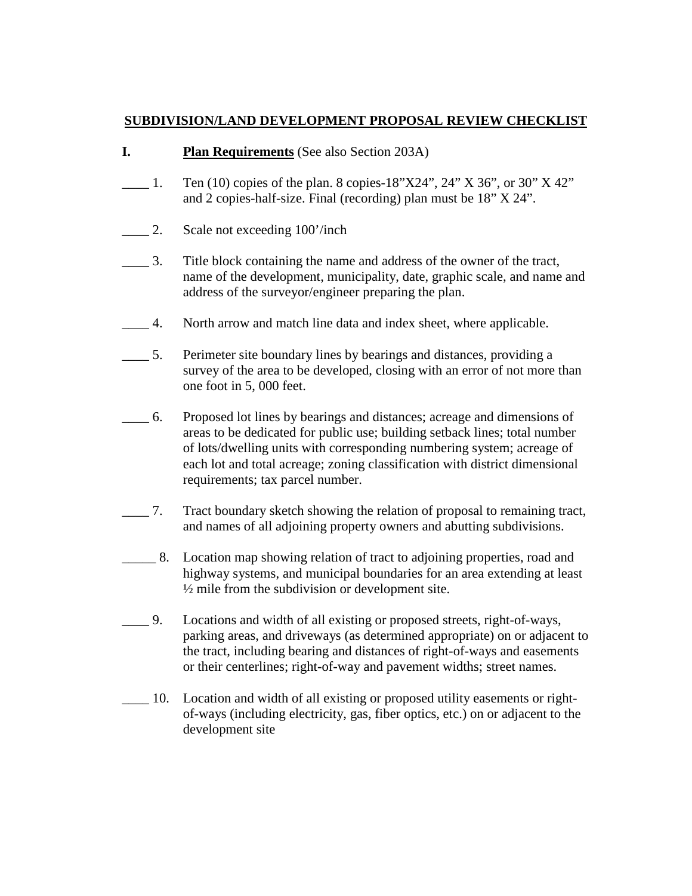**SUBDIVISION/LAND DEVELOPMENT PROPOSAL REVIEW CHECKLIST**

**I. Plan Requirements** (See also Section 203A)

____ 1. Ten (10) copies of the plan. 8 copies-18"X24", 24" X 36", or 30" X 42" and 2 copies-half-size. Final (recording) plan must be 18" X 24".

____ 2. Scale not exceeding 100'/inch

____ 3. Title block containing the name and address of the owner of the tract, name of the development, municipality, date, graphic scale, and name and address of the surveyor/engineer preparing the plan.

____ 4. North arrow and match line data and index sheet, where applicable.

____ 5. Perimeter site boundary lines by bearings and distances, providing a survey of the area to be developed, closing with an error of not more than one foot in 5, 000 feet.

____ 6. Proposed lot lines by bearings and distances; acreage and dimensions of areas to be dedicated for public use; building setback lines; total number of lots/dwelling units with corresponding numbering system; acreage of each lot and total acreage; zoning classification with district dimensional requirements; tax parcel number.

____ 7. Tract boundary sketch showing the relation of proposal to remaining tract, and names of all adjoining property owners and abutting subdivisions.

_____ 8. Location map showing relation of tract to adjoining properties, road and highway systems, and municipal boundaries for an area extending at least ½ mile from the subdivision or development site.

____ 9. Locations and width of all existing or proposed streets, right-of-ways, parking areas, and driveways (as determined appropriate) on or adjacent to the tract, including bearing and distances of right-of-ways and easements or their centerlines; right-of-way and pavement widths; street names.

____ 10. Location and width of all existing or proposed utility easements or right-of-ways (including electricity, gas, fiber optics, etc.) on or adjacent to the development site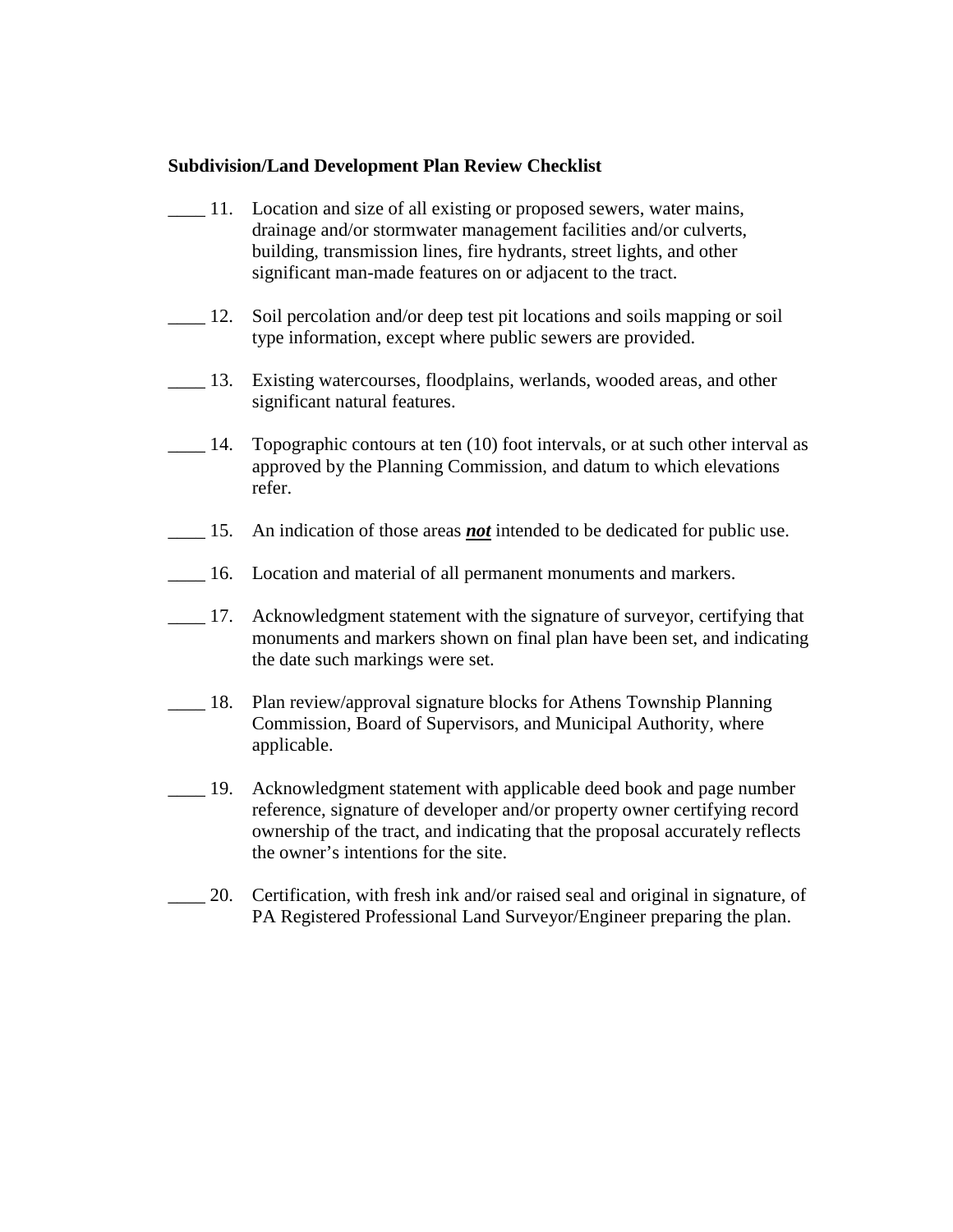**Subdivision/Land Development Plan Review Checklist**

____ 11. Location and size of all existing or proposed sewers, water mains, drainage and/or stormwater management facilities and/or culverts, building, transmission lines, fire hydrants, street lights, and other significant man-made features on or adjacent to the tract.

____ 12. Soil percolation and/or deep test pit locations and soils mapping or soil type information, except where public sewers are provided.

____ 13. Existing watercourses, floodplains, werlands, wooded areas, and other significant natural features.

____ 14. Topographic contours at ten (10) foot intervals, or at such other interval as approved by the Planning Commission, and datum to which elevations refer.

____ 15. An indication of those areas ***not*** intended to be dedicated for public use.

____ 16. Location and material of all permanent monuments and markers.

____ 17. Acknowledgment statement with the signature of surveyor, certifying that monuments and markers shown on final plan have been set, and indicating the date such markings were set.

____ 18. Plan review/approval signature blocks for Athens Township Planning Commission, Board of Supervisors, and Municipal Authority, where applicable.

____ 19. Acknowledgment statement with applicable deed book and page number reference, signature of developer and/or property owner certifying record ownership of the tract, and indicating that the proposal accurately reflects the owner's intentions for the site.

____ 20. Certification, with fresh ink and/or raised seal and original in signature, of PA Registered Professional Land Surveyor/Engineer preparing the plan.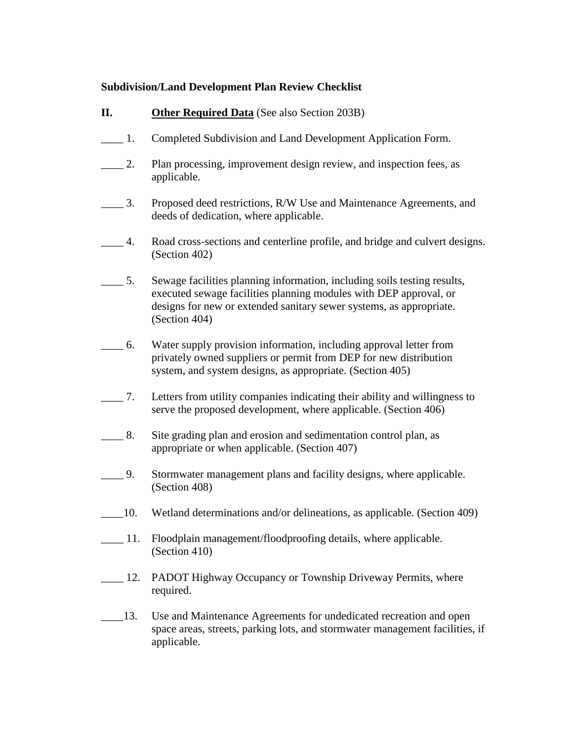**Subdivision/Land Development Plan Review Checklist**

**II.** **<u>Other Required Data</u>** (See also Section 203B)

____ 1. Completed Subdivision and Land Development Application Form.

____ 2. Plan processing, improvement design review, and inspection fees, as applicable.

____ 3. Proposed deed restrictions, R/W Use and Maintenance Agreements, and deeds of dedication, where applicable.

____ 4. Road cross-sections and centerline profile, and bridge and culvert designs. (Section 402)

____ 5. Sewage facilities planning information, including soils testing results, executed sewage facilities planning modules with DEP approval, or designs for new or extended sanitary sewer systems, as appropriate. (Section 404)

____ 6. Water supply provision information, including approval letter from privately owned suppliers or permit from DEP for new distribution system, and system designs, as appropriate. (Section 405)

____ 7. Letters from utility companies indicating their ability and willingness to serve the proposed development, where applicable. (Section 406)

____ 8. Site grading plan and erosion and sedimentation control plan, as appropriate or when applicable. (Section 407)

____ 9. Stormwater management plans and facility designs, where applicable. (Section 408)

____10. Wetland determinations and/or delineations, as applicable. (Section 409)

____ 11. Floodplain management/floodproofing details, where applicable. (Section 410)

____ 12. PADOT Highway Occupancy or Township Driveway Permits, where required.

____13. Use and Maintenance Agreements for undedicated recreation and open space areas, streets, parking lots, and stormwater management facilities, if applicable.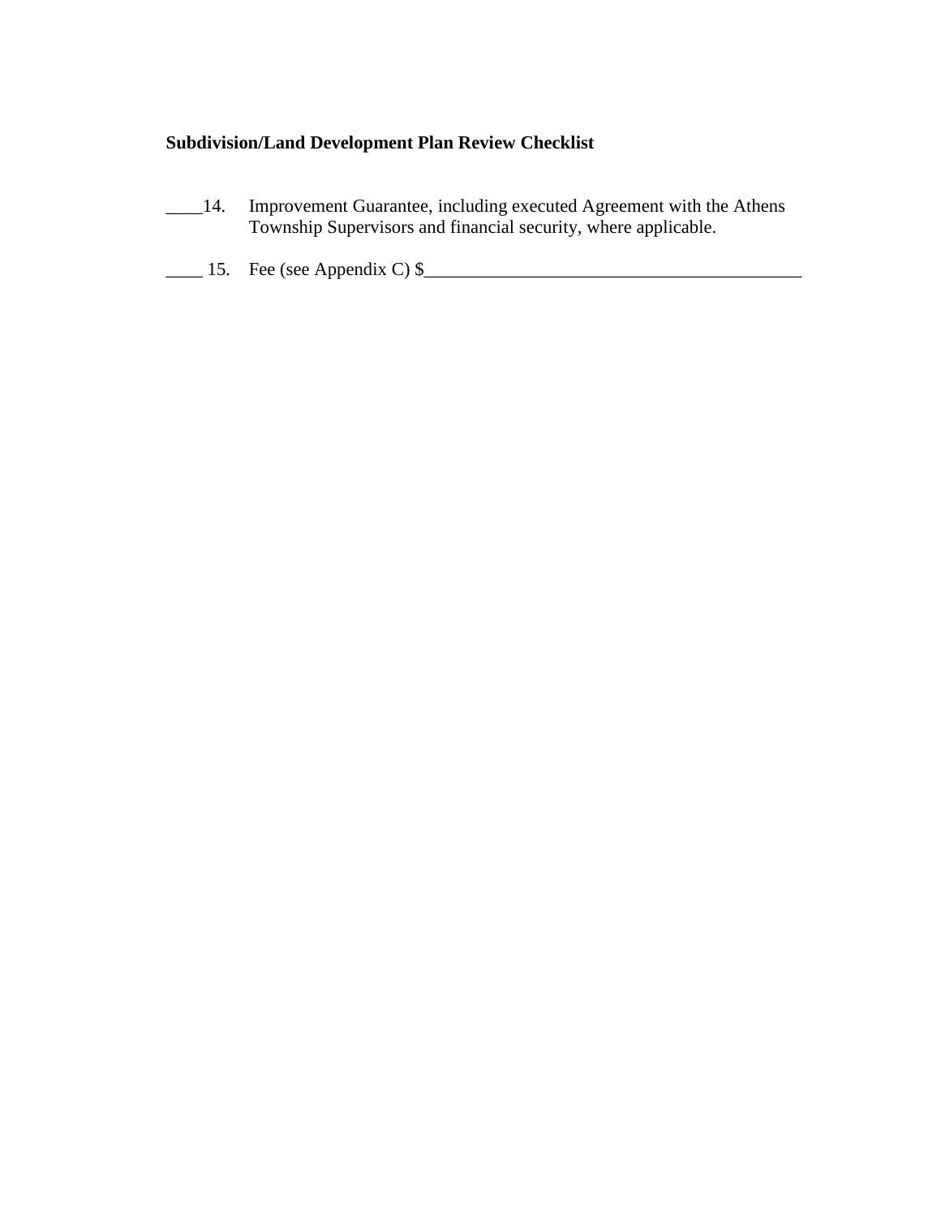**Subdivision/Land Development Plan Review Checklist**

____14. Improvement Guarantee, including executed Agreement with the Athens Township Supervisors and financial security, where applicable.

____ 15. Fee (see Appendix C) $_________________________________________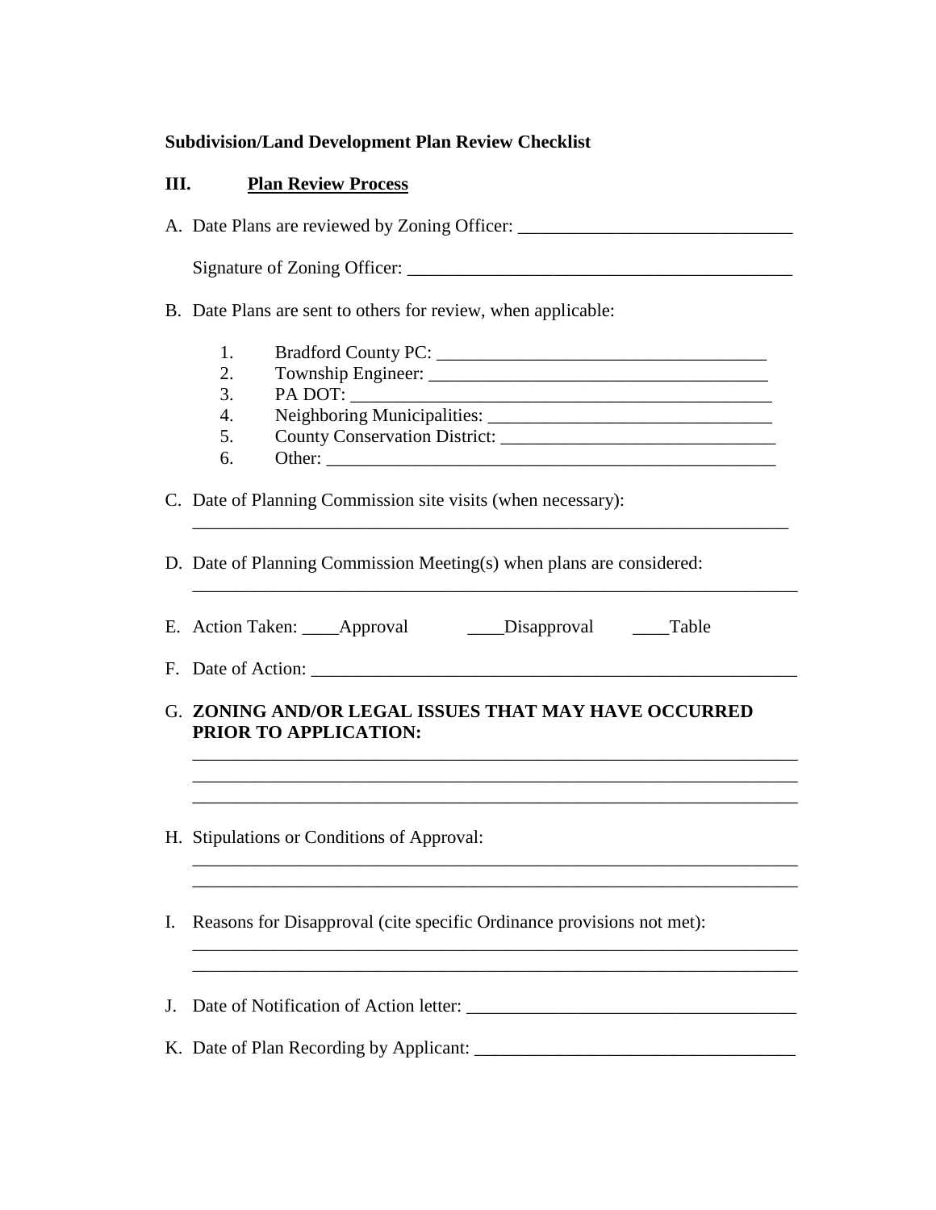**Subdivision/Land Development Plan Review Checklist**

**III. Plan Review Process**

A. Date Plans are reviewed by Zoning Officer: ______________________________

Signature of Zoning Officer: __________________________________________

B. Date Plans are sent to others for review, when applicable:

1. Bradford County PC: ____________________________________
2. Township Engineer: _____________________________________
3. PA DOT: ______________________________________________
4. Neighboring Municipalities: _______________________________
5. County Conservation District: ______________________________
6. Other: ________________________________________________

C. Date of Planning Commission site visits (when necessary):

_________________________________________________________________

D. Date of Planning Commission Meeting(s) when plans are considered:

__________________________________________________________________

E. Action Taken: ____Approval ____Disapproval ____Table

F. Date of Action: ______________________________________________________

G. **ZONING AND/OR LEGAL ISSUES THAT MAY HAVE OCCURRED PRIOR TO APPLICATION:**

__________________________________________________________________
__________________________________________________________________
__________________________________________________________________

H. Stipulations or Conditions of Approval:

__________________________________________________________________
__________________________________________________________________

I. Reasons for Disapproval (cite specific Ordinance provisions not met):

__________________________________________________________________
__________________________________________________________________

J. Date of Notification of Action letter: ____________________________________

K. Date of Plan Recording by Applicant: ___________________________________